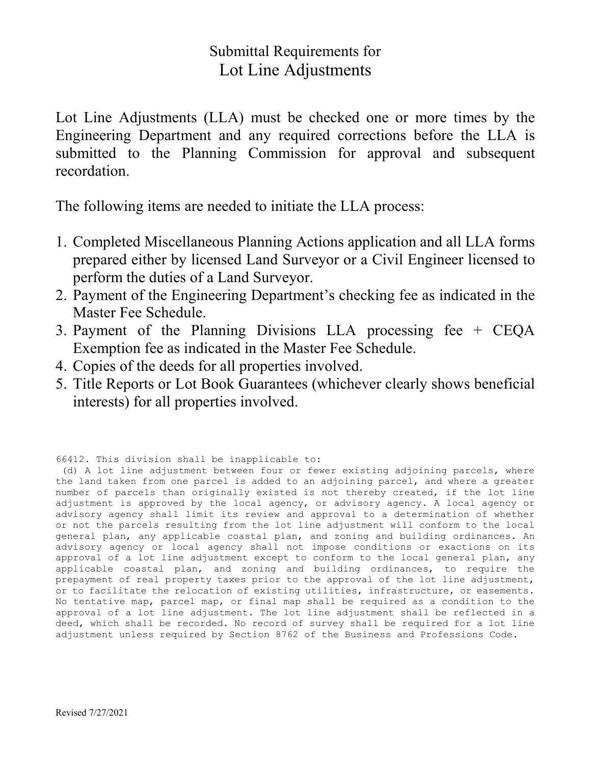# Submittal Requirements for
# Lot Line Adjustments

Lot Line Adjustments (LLA) must be checked one or more times by the Engineering Department and any required corrections before the LLA is submitted to the Planning Commission for approval and subsequent recordation.

The following items are needed to initiate the LLA process:

1. Completed Miscellaneous Planning Actions application and all LLA forms prepared either by licensed Land Surveyor or a Civil Engineer licensed to perform the duties of a Land Surveyor.
2. Payment of the Engineering Department's checking fee as indicated in the Master Fee Schedule.
3. Payment of the Planning Divisions LLA processing fee + CEQA Exemption fee as indicated in the Master Fee Schedule.
4. Copies of the deeds for all properties involved.
5. Title Reports or Lot Book Guarantees (whichever clearly shows beneficial interests) for all properties involved.

```
66412. This division shall be inapplicable to:
 (d) A lot line adjustment between four or fewer existing adjoining parcels, where the land taken from one parcel is added to an adjoining parcel, and where a greater number of parcels than originally existed is not thereby created, if the lot line adjustment is approved by the local agency, or advisory agency. A local agency or advisory agency shall limit its review and approval to a determination of whether or not the parcels resulting from the lot line adjustment will conform to the local general plan, any applicable coastal plan, and zoning and building ordinances. An advisory agency or local agency shall not impose conditions or exactions on its approval of a lot line adjustment except to conform to the local general plan, any applicable coastal plan, and zoning and building ordinances, to require the prepayment of real property taxes prior to the approval of the lot line adjustment, or to facilitate the relocation of existing utilities, infrastructure, or easements. No tentative map, parcel map, or final map shall be required as a condition to the approval of a lot line adjustment. The lot line adjustment shall be reflected in a deed, which shall be recorded. No record of survey shall be required for a lot line adjustment unless required by Section 8762 of the Business and Professions Code.
```

Revised 7/27/2021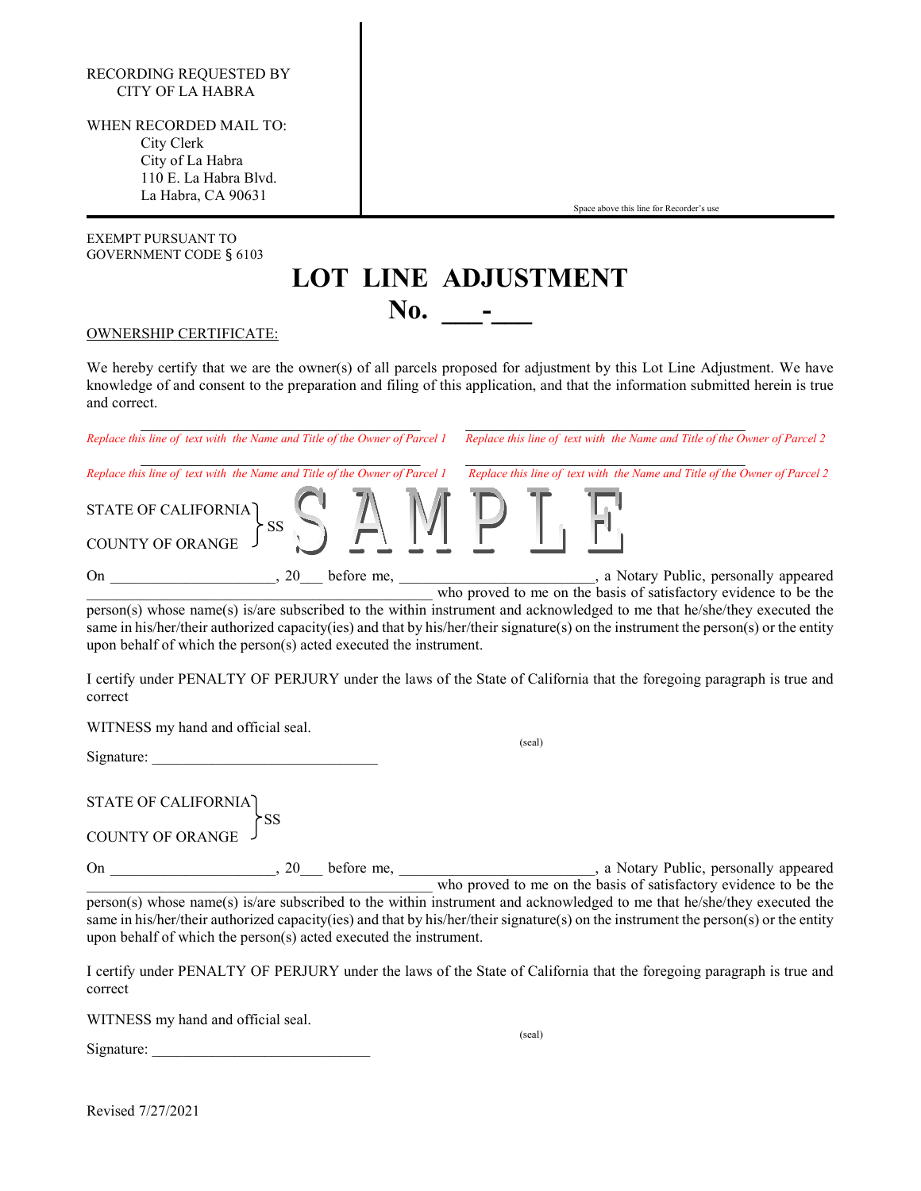RECORDING REQUESTED BY
CITY OF LA HABRA

WHEN RECORDED MAIL TO:
City Clerk
City of La Habra
110 E. La Habra Blvd.
La Habra, CA 90631

Space above this line for Recorder's use

EXEMPT PURSUANT TO
GOVERNMENT CODE § 6103

# LOT LINE ADJUSTMENT
# No. ___-___

OWNERSHIP CERTIFICATE:

We hereby certify that we are the owner(s) of all parcels proposed for adjustment by this Lot Line Adjustment. We have knowledge of and consent to the preparation and filing of this application, and that the information submitted herein is true and correct.

| ______________________________ | ______________________________ |
|---|---|
| *Replace this line of text with the Name and Title of the Owner of Parcel 1* | *Replace this line of text with the Name and Title of the Owner of Parcel 2* |
| ______________________________ | ______________________________ |
| *Replace this line of text with the Name and Title of the Owner of Parcel 1* | *Replace this line of text with the Name and Title of the Owner of Parcel 2* |

STATE OF CALIFORNIA }
} SS
COUNTY OF ORANGE }

SAMPLE

On ____________________, 20___ before me, ________________________, a Notary Public, personally appeared ____________________________________________ who proved to me on the basis of satisfactory evidence to be the person(s) whose name(s) is/are subscribed to the within instrument and acknowledged to me that he/she/they executed the same in his/her/their authorized capacity(ies) and that by his/her/their signature(s) on the instrument the person(s) or the entity upon behalf of which the person(s) acted executed the instrument.

I certify under PENALTY OF PERJURY under the laws of the State of California that the foregoing paragraph is true and correct

WITNESS my hand and official seal.

Signature: ____________________________ (seal)

STATE OF CALIFORNIA }
} SS
COUNTY OF ORANGE }

On ____________________, 20___ before me, ________________________, a Notary Public, personally appeared ____________________________________________ who proved to me on the basis of satisfactory evidence to be the person(s) whose name(s) is/are subscribed to the within instrument and acknowledged to me that he/she/they executed the same in his/her/their authorized capacity(ies) and that by his/her/their signature(s) on the instrument the person(s) or the entity upon behalf of which the person(s) acted executed the instrument.

I certify under PENALTY OF PERJURY under the laws of the State of California that the foregoing paragraph is true and correct

WITNESS my hand and official seal.

Signature: ____________________________ (seal)

Revised 7/27/2021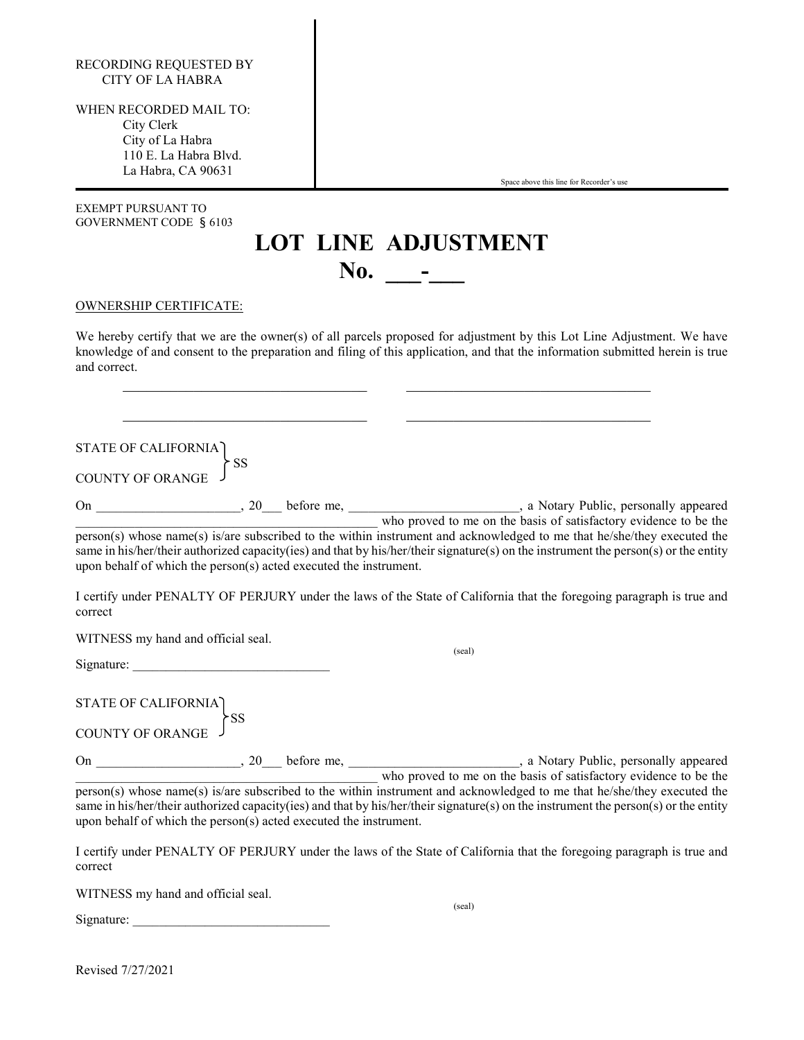RECORDING REQUESTED BY
CITY OF LA HABRA

WHEN RECORDED MAIL TO:
City Clerk
City of La Habra
110 E. La Habra Blvd.
La Habra, CA 90631

Space above this line for Recorder's use

EXEMPT PURSUANT TO
GOVERNMENT CODE § 6103

# LOT LINE ADJUSTMENT
# No. ___-___

OWNERSHIP CERTIFICATE:

We hereby certify that we are the owner(s) of all parcels proposed for adjustment by this Lot Line Adjustment. We have knowledge of and consent to the preparation and filing of this application, and that the information submitted herein is true and correct.

____________________________________ ____________________________________

____________________________________ ____________________________________

STATE OF CALIFORNIA }
COUNTY OF ORANGE } SS

On _____________________, 20___ before me, _________________________, a Notary Public, personally appeared _____________________________________________ who proved to me on the basis of satisfactory evidence to be the person(s) whose name(s) is/are subscribed to the within instrument and acknowledged to me that he/she/they executed the same in his/her/their authorized capacity(ies) and that by his/her/their signature(s) on the instrument the person(s) or the entity upon behalf of which the person(s) acted executed the instrument.

I certify under PENALTY OF PERJURY under the laws of the State of California that the foregoing paragraph is true and correct

WITNESS my hand and official seal.

(seal)

Signature: _____________________________

STATE OF CALIFORNIA }
COUNTY OF ORANGE } SS

On _____________________, 20___ before me, _________________________, a Notary Public, personally appeared _____________________________________________ who proved to me on the basis of satisfactory evidence to be the person(s) whose name(s) is/are subscribed to the within instrument and acknowledged to me that he/she/they executed the same in his/her/their authorized capacity(ies) and that by his/her/their signature(s) on the instrument the person(s) or the entity upon behalf of which the person(s) acted executed the instrument.

I certify under PENALTY OF PERJURY under the laws of the State of California that the foregoing paragraph is true and correct

WITNESS my hand and official seal.

(seal)

Signature: _____________________________

Revised 7/27/2021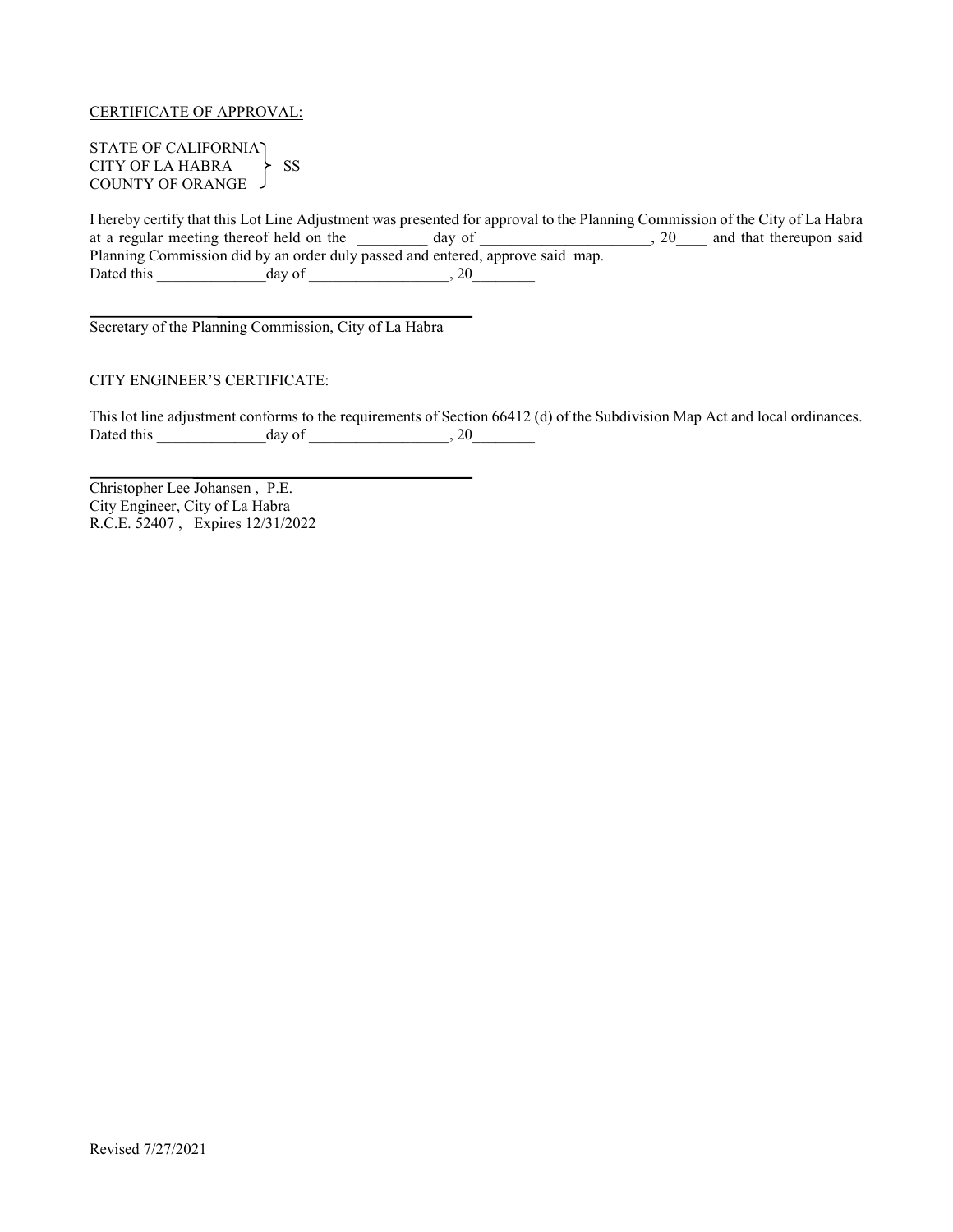CERTIFICATE OF APPROVAL:

STATE OF CALIFORNIA  
CITY OF LA HABRA     } SS  
COUNTY OF ORANGE

I hereby certify that this Lot Line Adjustment was presented for approval to the Planning Commission of the City of La Habra at a regular meeting thereof held on the _________ day of ______________________, 20____ and that thereupon said Planning Commission did by an order duly passed and entered, approve said map.  
Dated this ______________day of __________________, 20________

_______________________________________________  
Secretary of the Planning Commission, City of La Habra

CITY ENGINEER'S CERTIFICATE:

This lot line adjustment conforms to the requirements of Section 66412 (d) of the Subdivision Map Act and local ordinances.  
Dated this ______________day of __________________, 20________

_______________________________________________  
Christopher Lee Johansen , P.E.  
City Engineer, City of La Habra  
R.C.E. 52407 , Expires 12/31/2022

Revised 7/27/2021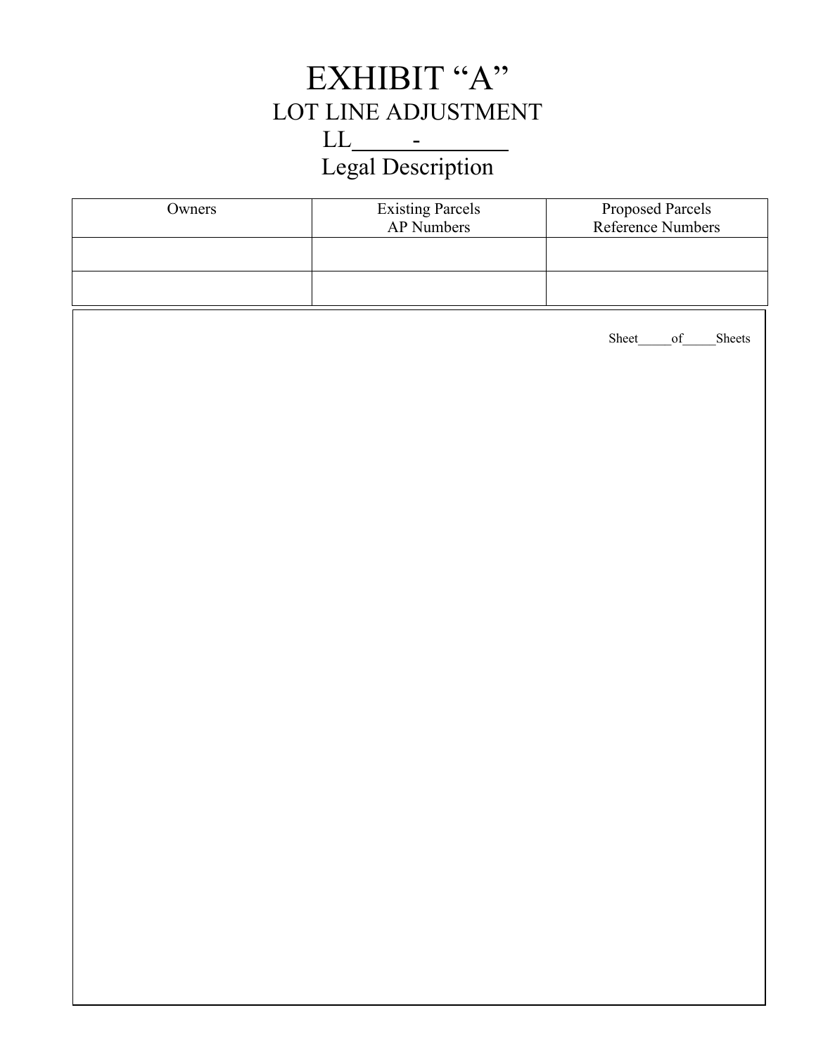# EXHIBIT "A"

## LOT LINE ADJUSTMENT

## LL_____-________

## Legal Description

| Owners | Existing Parcels AP Numbers | Proposed Parcels Reference Numbers |
|---|---|---|
| | | |
| | | |

Sheet_____of_____Sheets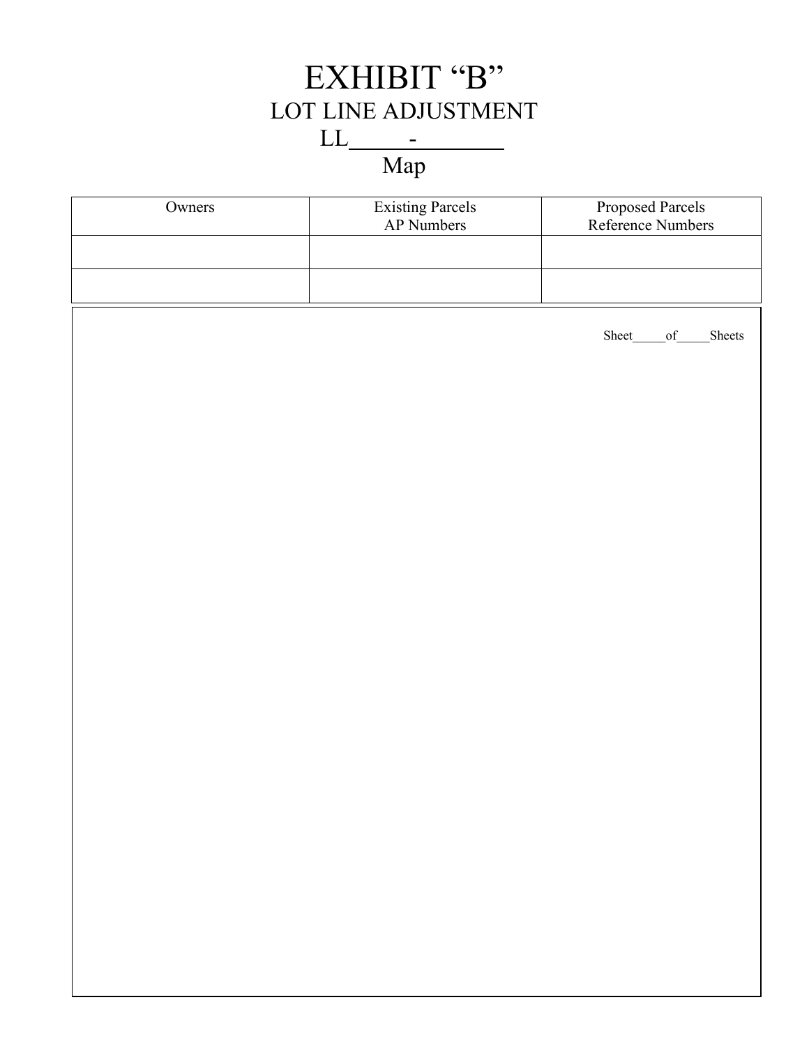# EXHIBIT "B"

## LOT LINE ADJUSTMENT

## LL______-__________

## Map

| Owners | Existing Parcels<br>AP Numbers | Proposed Parcels<br>Reference Numbers |
|---|---|---|
| | | |
| | | |

Sheet_____of_____Sheets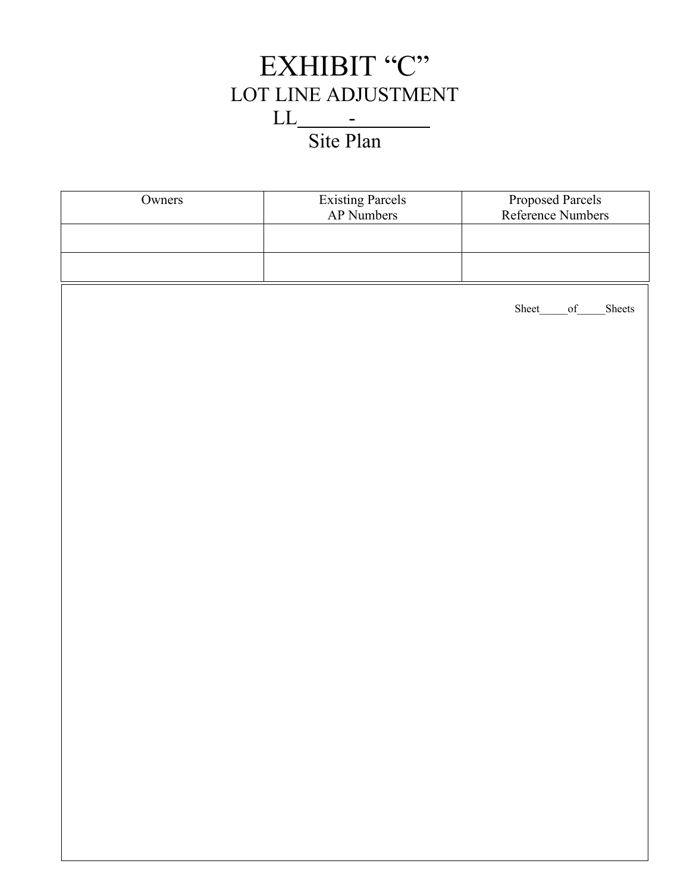# EXHIBIT "C"

## LOT LINE ADJUSTMENT

## LL______-________

## Site Plan

| Owners | Existing Parcels AP Numbers | Proposed Parcels Reference Numbers |
|---|---|---|
| | | |
| | | |

Sheet_____of_____Sheets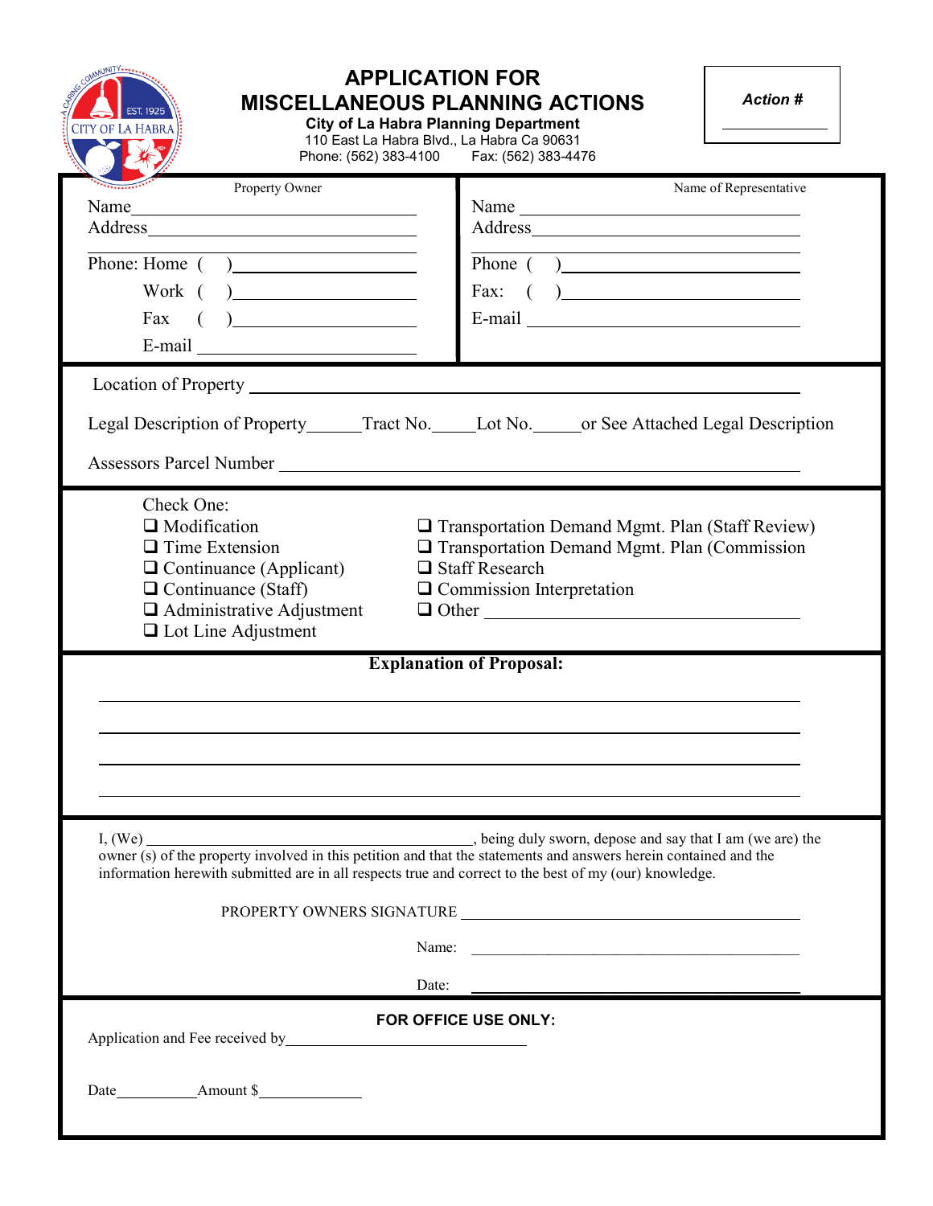# APPLICATION FOR MISCELLANEOUS PLANNING ACTIONS

**City of La Habra Planning Department**
110 East La Habra Blvd., La Habra Ca 90631
Phone: (562) 383-4100 Fax: (562) 383-4476

***Action #*** ____________

| Property Owner | Name of Representative |
|---|---|
| Name ____________ | Name ____________ |
| Address ____________ | Address ____________ |
| ____________ | ____________ |
| Phone: Home ( ) ____________ | Phone ( ) ____________ |
| Work ( ) ____________ | Fax: ( ) ____________ |
| Fax ( ) ____________ | E-mail ____________ |
| E-mail ____________ | |

Location of Property ____________

Legal Description of Property______Tract No._____Lot No._____or See Attached Legal Description

Assessors Parcel Number ____________

Check One:

- ❑ Modification
- ❑ Time Extension
- ❑ Continuance (Applicant)
- ❑ Continuance (Staff)
- ❑ Administrative Adjustment
- ❑ Lot Line Adjustment
- ❑ Transportation Demand Mgmt. Plan (Staff Review)
- ❑ Transportation Demand Mgmt. Plan (Commission
- ❑ Staff Research
- ❑ Commission Interpretation
- ❑ Other ____________

**Explanation of Proposal:**

____________

____________

____________

____________

I, (We) ____________, being duly sworn, depose and say that I am (we are) the owner (s) of the property involved in this petition and that the statements and answers herein contained and the information herewith submitted are in all respects true and correct to the best of my (our) knowledge.

PROPERTY OWNERS SIGNATURE ____________

Name: ____________

Date: ____________

**FOR OFFICE USE ONLY:**

Application and Fee received by____________

Date__________Amount $____________